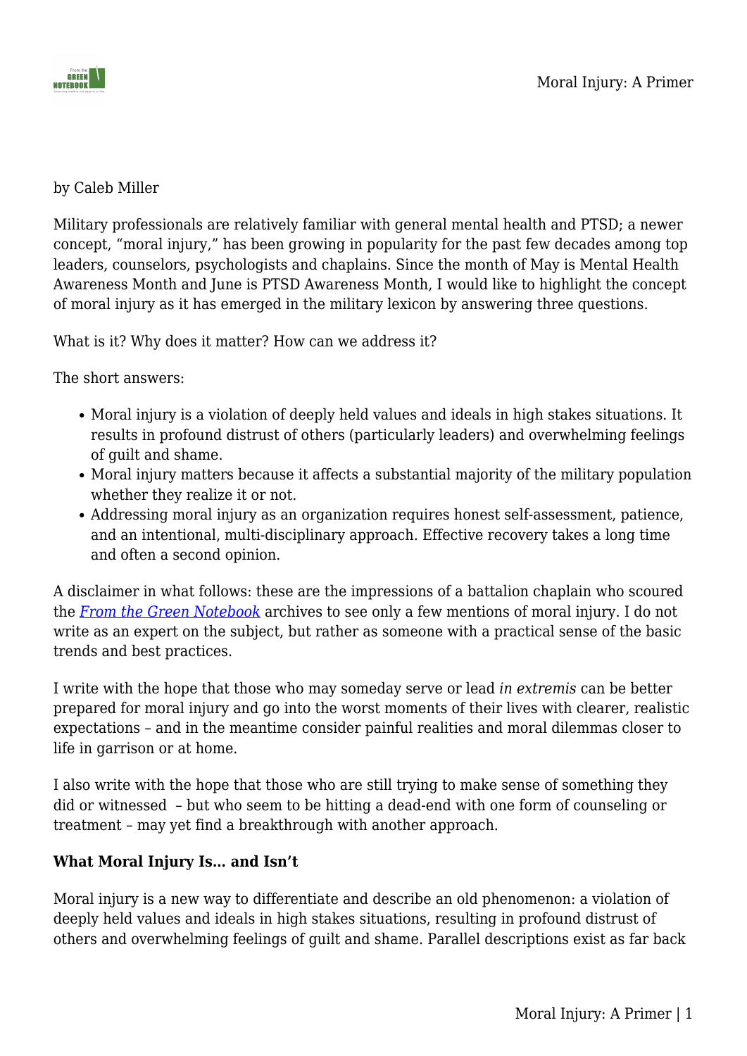by Caleb Miller

Military professionals are relatively familiar with general mental health and PTSD; a newer concept, "moral injury," has been growing in popularity for the past few decades among top leaders, counselors, psychologists and chaplains. Since the month of May is Mental Health Awareness Month and June is PTSD Awareness Month, I would like to highlight the concept of moral injury as it has emerged in the military lexicon by answering three questions.

What is it? Why does it matter? How can we address it?

The short answers:

- Moral injury is a violation of deeply held values and ideals in high stakes situations. It results in profound distrust of others (particularly leaders) and overwhelming feelings of guilt and shame.
- Moral injury matters because it affects a substantial majority of the military population whether they realize it or not.
- Addressing moral injury as an organization requires honest self-assessment, patience, and an intentional, multi-disciplinary approach. Effective recovery takes a long time and often a second opinion.

A disclaimer in what follows: these are the impressions of a battalion chaplain who scoured the *From the Green Notebook* archives to see only a few mentions of moral injury. I do not write as an expert on the subject, but rather as someone with a practical sense of the basic trends and best practices.

I write with the hope that those who may someday serve or lead *in extremis* can be better prepared for moral injury and go into the worst moments of their lives with clearer, realistic expectations – and in the meantime consider painful realities and moral dilemmas closer to life in garrison or at home.

I also write with the hope that those who are still trying to make sense of something they did or witnessed – but who seem to be hitting a dead-end with one form of counseling or treatment – may yet find a breakthrough with another approach.

**What Moral Injury Is… and Isn't**

Moral injury is a new way to differentiate and describe an old phenomenon: a violation of deeply held values and ideals in high stakes situations, resulting in profound distrust of others and overwhelming feelings of guilt and shame. Parallel descriptions exist as far back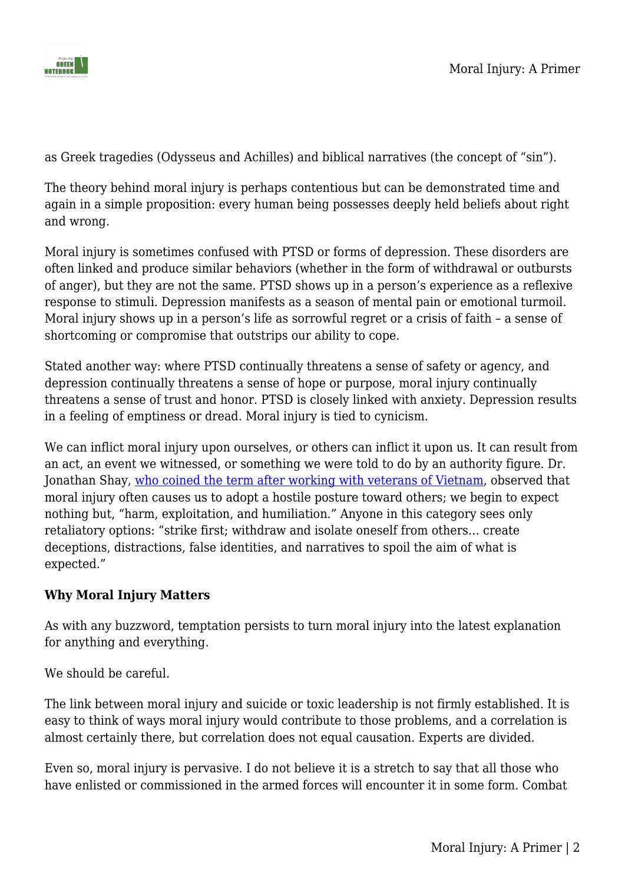as Greek tragedies (Odysseus and Achilles) and biblical narratives (the concept of "sin").

The theory behind moral injury is perhaps contentious but can be demonstrated time and again in a simple proposition: every human being possesses deeply held beliefs about right and wrong.

Moral injury is sometimes confused with PTSD or forms of depression. These disorders are often linked and produce similar behaviors (whether in the form of withdrawal or outbursts of anger), but they are not the same. PTSD shows up in a person's experience as a reflexive response to stimuli. Depression manifests as a season of mental pain or emotional turmoil. Moral injury shows up in a person's life as sorrowful regret or a crisis of faith – a sense of shortcoming or compromise that outstrips our ability to cope.

Stated another way: where PTSD continually threatens a sense of safety or agency, and depression continually threatens a sense of hope or purpose, moral injury continually threatens a sense of trust and honor. PTSD is closely linked with anxiety. Depression results in a feeling of emptiness or dread. Moral injury is tied to cynicism.

We can inflict moral injury upon ourselves, or others can inflict it upon us. It can result from an act, an event we witnessed, or something we were told to do by an authority figure. Dr. Jonathan Shay, who coined the term after working with veterans of Vietnam, observed that moral injury often causes us to adopt a hostile posture toward others; we begin to expect nothing but, "harm, exploitation, and humiliation." Anyone in this category sees only retaliatory options: "strike first; withdraw and isolate oneself from others… create deceptions, distractions, false identities, and narratives to spoil the aim of what is expected."

**Why Moral Injury Matters**

As with any buzzword, temptation persists to turn moral injury into the latest explanation for anything and everything.

We should be careful.

The link between moral injury and suicide or toxic leadership is not firmly established. It is easy to think of ways moral injury would contribute to those problems, and a correlation is almost certainly there, but correlation does not equal causation. Experts are divided.

Even so, moral injury is pervasive. I do not believe it is a stretch to say that all those who have enlisted or commissioned in the armed forces will encounter it in some form. Combat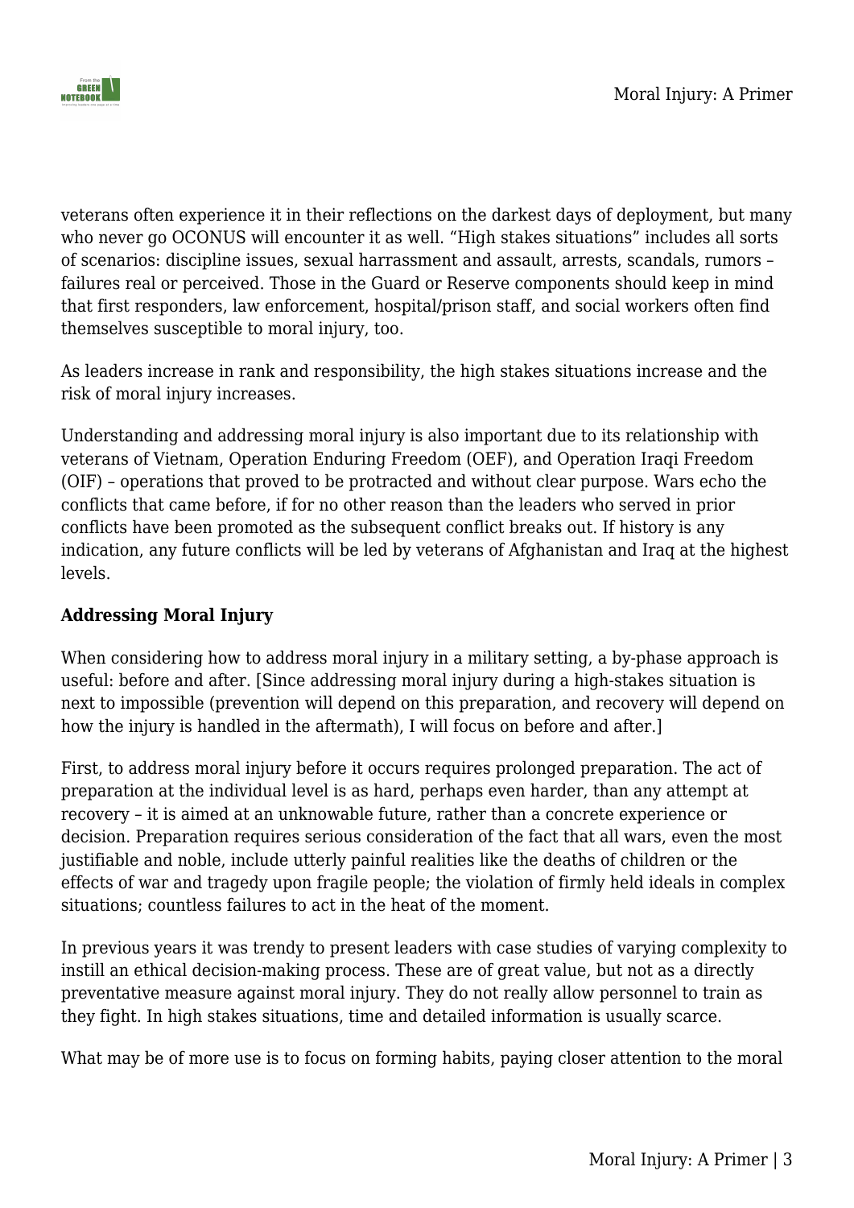veterans often experience it in their reflections on the darkest days of deployment, but many who never go OCONUS will encounter it as well. "High stakes situations" includes all sorts of scenarios: discipline issues, sexual harrassment and assault, arrests, scandals, rumors – failures real or perceived. Those in the Guard or Reserve components should keep in mind that first responders, law enforcement, hospital/prison staff, and social workers often find themselves susceptible to moral injury, too.

As leaders increase in rank and responsibility, the high stakes situations increase and the risk of moral injury increases.

Understanding and addressing moral injury is also important due to its relationship with veterans of Vietnam, Operation Enduring Freedom (OEF), and Operation Iraqi Freedom (OIF) – operations that proved to be protracted and without clear purpose. Wars echo the conflicts that came before, if for no other reason than the leaders who served in prior conflicts have been promoted as the subsequent conflict breaks out. If history is any indication, any future conflicts will be led by veterans of Afghanistan and Iraq at the highest levels.

**Addressing Moral Injury**

When considering how to address moral injury in a military setting, a by-phase approach is useful: before and after. [Since addressing moral injury during a high-stakes situation is next to impossible (prevention will depend on this preparation, and recovery will depend on how the injury is handled in the aftermath), I will focus on before and after.]

First, to address moral injury before it occurs requires prolonged preparation. The act of preparation at the individual level is as hard, perhaps even harder, than any attempt at recovery – it is aimed at an unknowable future, rather than a concrete experience or decision. Preparation requires serious consideration of the fact that all wars, even the most justifiable and noble, include utterly painful realities like the deaths of children or the effects of war and tragedy upon fragile people; the violation of firmly held ideals in complex situations; countless failures to act in the heat of the moment.

In previous years it was trendy to present leaders with case studies of varying complexity to instill an ethical decision-making process. These are of great value, but not as a directly preventative measure against moral injury. They do not really allow personnel to train as they fight. In high stakes situations, time and detailed information is usually scarce.

What may be of more use is to focus on forming habits, paying closer attention to the moral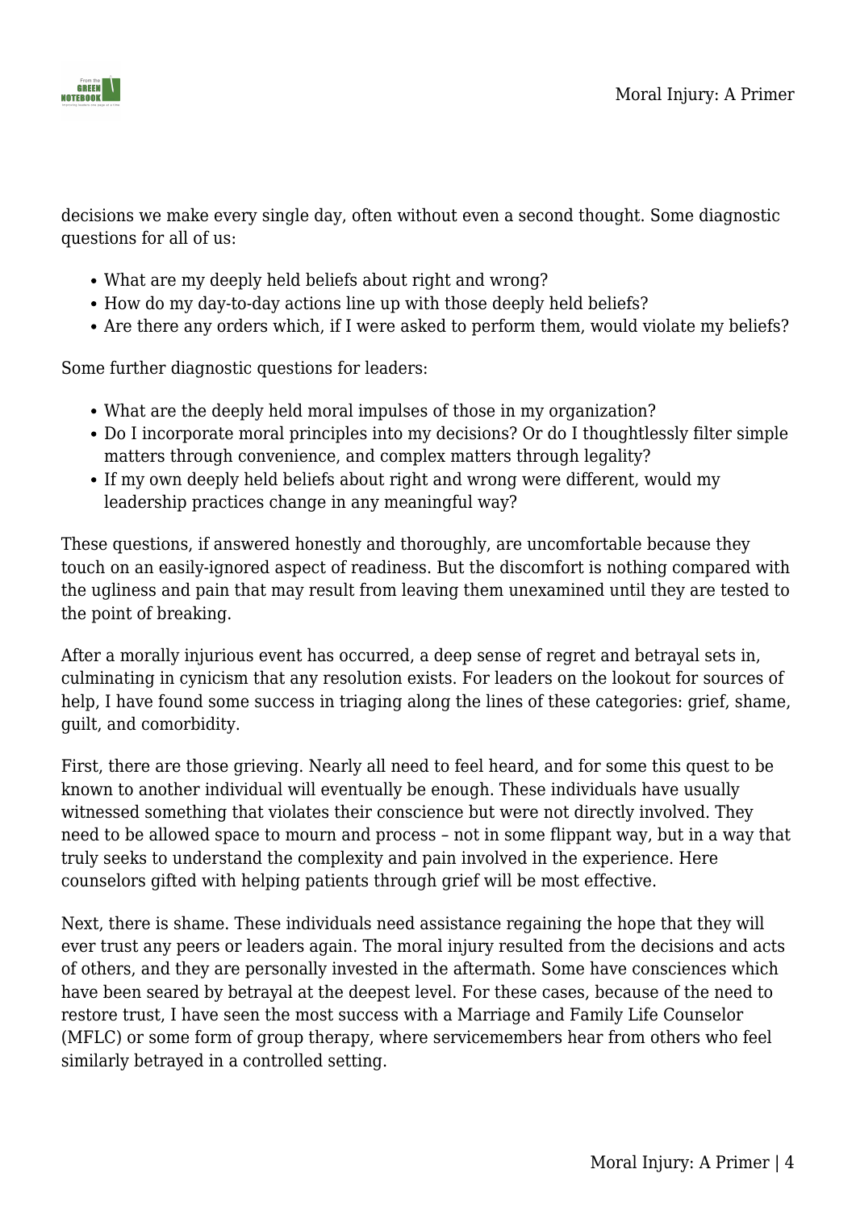decisions we make every single day, often without even a second thought. Some diagnostic questions for all of us:

- What are my deeply held beliefs about right and wrong?
- How do my day-to-day actions line up with those deeply held beliefs?
- Are there any orders which, if I were asked to perform them, would violate my beliefs?

Some further diagnostic questions for leaders:

- What are the deeply held moral impulses of those in my organization?
- Do I incorporate moral principles into my decisions? Or do I thoughtlessly filter simple matters through convenience, and complex matters through legality?
- If my own deeply held beliefs about right and wrong were different, would my leadership practices change in any meaningful way?

These questions, if answered honestly and thoroughly, are uncomfortable because they touch on an easily-ignored aspect of readiness. But the discomfort is nothing compared with the ugliness and pain that may result from leaving them unexamined until they are tested to the point of breaking.

After a morally injurious event has occurred, a deep sense of regret and betrayal sets in, culminating in cynicism that any resolution exists. For leaders on the lookout for sources of help, I have found some success in triaging along the lines of these categories: grief, shame, guilt, and comorbidity.

First, there are those grieving. Nearly all need to feel heard, and for some this quest to be known to another individual will eventually be enough. These individuals have usually witnessed something that violates their conscience but were not directly involved. They need to be allowed space to mourn and process – not in some flippant way, but in a way that truly seeks to understand the complexity and pain involved in the experience. Here counselors gifted with helping patients through grief will be most effective.

Next, there is shame. These individuals need assistance regaining the hope that they will ever trust any peers or leaders again. The moral injury resulted from the decisions and acts of others, and they are personally invested in the aftermath. Some have consciences which have been seared by betrayal at the deepest level. For these cases, because of the need to restore trust, I have seen the most success with a Marriage and Family Life Counselor (MFLC) or some form of group therapy, where servicemembers hear from others who feel similarly betrayed in a controlled setting.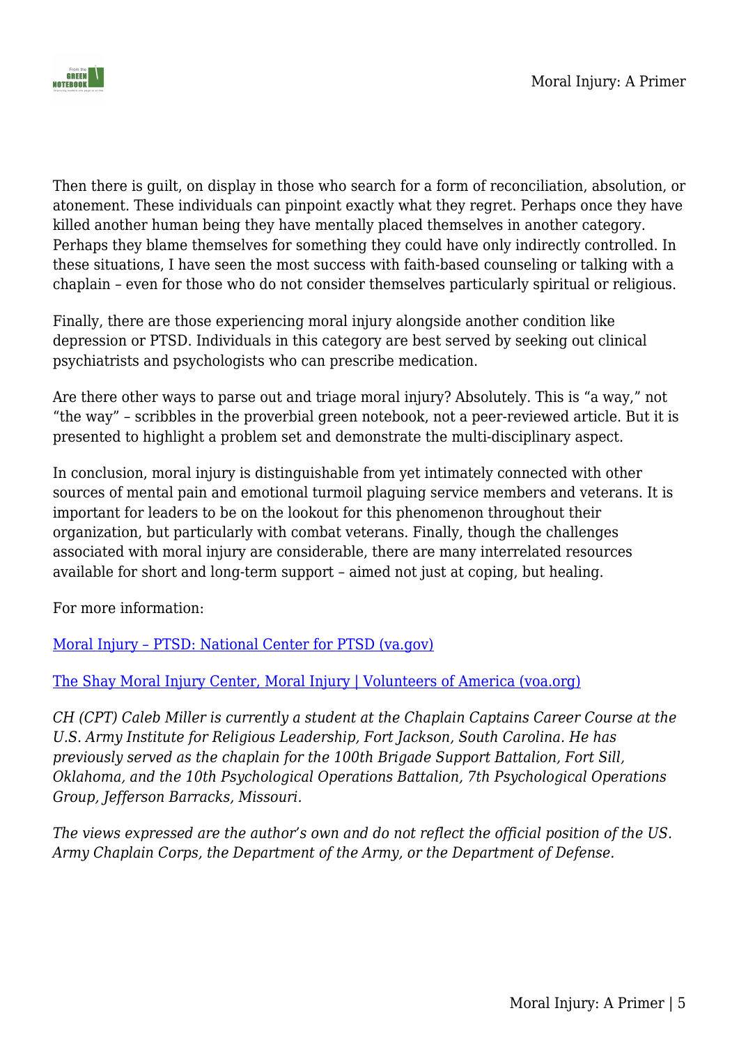Then there is guilt, on display in those who search for a form of reconciliation, absolution, or atonement. These individuals can pinpoint exactly what they regret. Perhaps once they have killed another human being they have mentally placed themselves in another category. Perhaps they blame themselves for something they could have only indirectly controlled. In these situations, I have seen the most success with faith-based counseling or talking with a chaplain – even for those who do not consider themselves particularly spiritual or religious.

Finally, there are those experiencing moral injury alongside another condition like depression or PTSD. Individuals in this category are best served by seeking out clinical psychiatrists and psychologists who can prescribe medication.

Are there other ways to parse out and triage moral injury? Absolutely. This is "a way," not "the way" – scribbles in the proverbial green notebook, not a peer-reviewed article. But it is presented to highlight a problem set and demonstrate the multi-disciplinary aspect.

In conclusion, moral injury is distinguishable from yet intimately connected with other sources of mental pain and emotional turmoil plaguing service members and veterans. It is important for leaders to be on the lookout for this phenomenon throughout their organization, but particularly with combat veterans. Finally, though the challenges associated with moral injury are considerable, there are many interrelated resources available for short and long-term support – aimed not just at coping, but healing.

For more information:

Moral Injury – PTSD: National Center for PTSD (va.gov)

The Shay Moral Injury Center, Moral Injury | Volunteers of America (voa.org)

*CH (CPT) Caleb Miller is currently a student at the Chaplain Captains Career Course at the U.S. Army Institute for Religious Leadership, Fort Jackson, South Carolina. He has previously served as the chaplain for the 100th Brigade Support Battalion, Fort Sill, Oklahoma, and the 10th Psychological Operations Battalion, 7th Psychological Operations Group, Jefferson Barracks, Missouri.*

*The views expressed are the author's own and do not reflect the official position of the US. Army Chaplain Corps, the Department of the Army, or the Department of Defense.*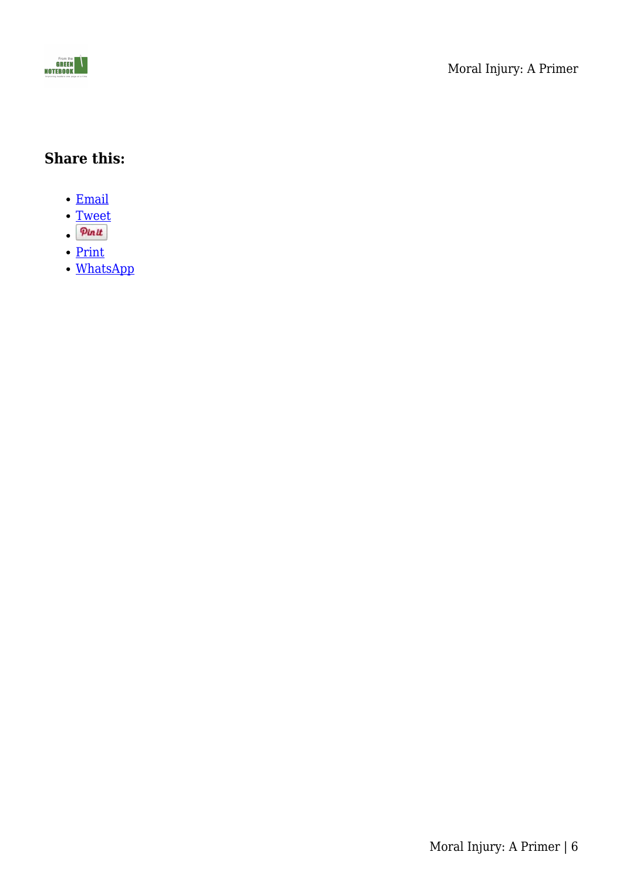### Share this:

- Email
- Tweet
- Pin it
- Print
- WhatsApp